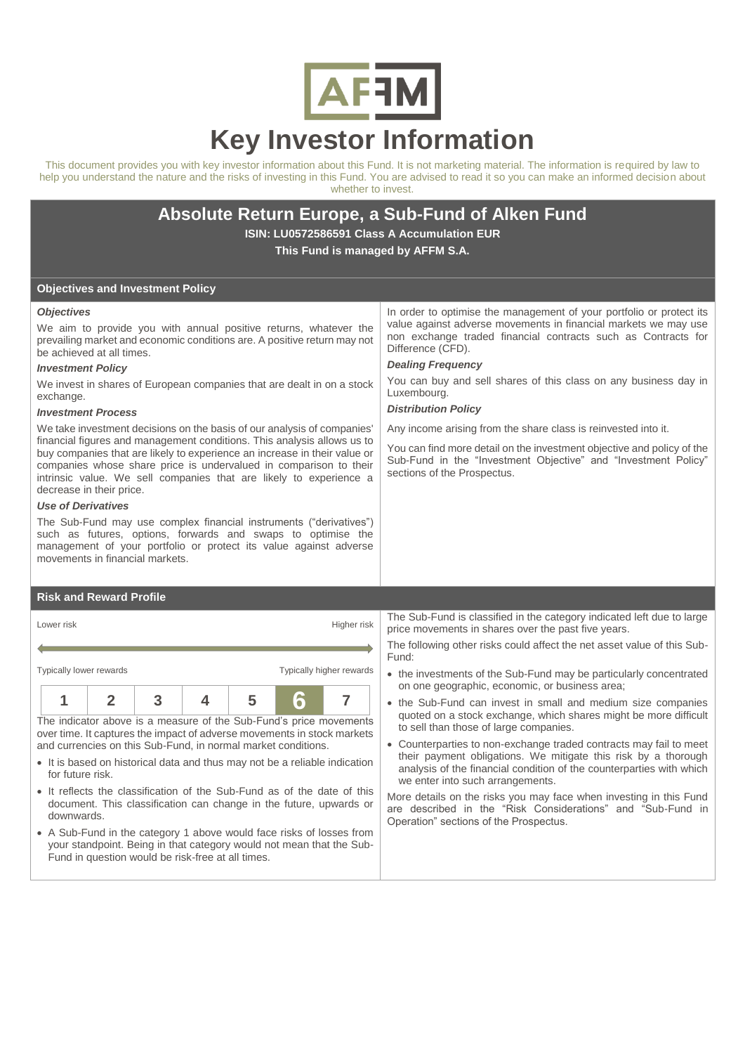# Key Investor Information

This document provides you with key investor information about this Fund. It is not marketing material. The information is required by law to help you understand the nature and the risks of investing in this Fund. You are advised to read it so you can make an informed decision about whether to invest.

## Absolute Return Europe, a Sub-Fund of Alken Fund

**ISIN: LU0572586591 Class A Accumulation EUR**

**This Fund is managed by AFFM S.A.**

## Objectives and Investment Policy

***Objectives***

We aim to provide you with annual positive returns, whatever the prevailing market and economic conditions are. A positive return may not be achieved at all times.

***Investment Policy***

We invest in shares of European companies that are dealt in on a stock exchange.

***Investment Process***

We take investment decisions on the basis of our analysis of companies' financial figures and management conditions. This analysis allows us to buy companies that are likely to experience an increase in their value or companies whose share price is undervalued in comparison to their intrinsic value. We sell companies that are likely to experience a decrease in their price.

***Use of Derivatives***

The Sub-Fund may use complex financial instruments ("derivatives") such as futures, options, forwards and swaps to optimise the management of your portfolio or protect its value against adverse movements in financial markets.

In order to optimise the management of your portfolio or protect its value against adverse movements in financial markets we may use non exchange traded financial contracts such as Contracts for Difference (CFD).

***Dealing Frequency***

You can buy and sell shares of this class on any business day in Luxembourg.

***Distribution Policy***

Any income arising from the share class is reinvested into it.

You can find more detail on the investment objective and policy of the Sub-Fund in the "Investment Objective" and "Investment Policy" sections of the Prospectus.

## Risk and Reward Profile

Lower risk — Higher risk

Typically lower rewards — Typically higher rewards

| 1 | 2 | 3 | 4 | 5 | **6** | 7 |
|---|---|---|---|---|---|---|

The indicator above is a measure of the Sub-Fund's price movements over time. It captures the impact of adverse movements in stock markets and currencies on this Sub-Fund, in normal market conditions.

- It is based on historical data and thus may not be a reliable indication for future risk.
- It reflects the classification of the Sub-Fund as of the date of this document. This classification can change in the future, upwards or downwards.
- A Sub-Fund in the category 1 above would face risks of losses from your standpoint. Being in that category would not mean that the Sub-Fund in question would be risk-free at all times.

The Sub-Fund is classified in the category indicated left due to large price movements in shares over the past five years.

The following other risks could affect the net asset value of this Sub-Fund:

- the investments of the Sub-Fund may be particularly concentrated on one geographic, economic, or business area;
- the Sub-Fund can invest in small and medium size companies quoted on a stock exchange, which shares might be more difficult to sell than those of large companies.
- Counterparties to non-exchange traded contracts may fail to meet their payment obligations. We mitigate this risk by a thorough analysis of the financial condition of the counterparties with which we enter into such arrangements.

More details on the risks you may face when investing in this Fund are described in the "Risk Considerations" and "Sub-Fund in Operation" sections of the Prospectus.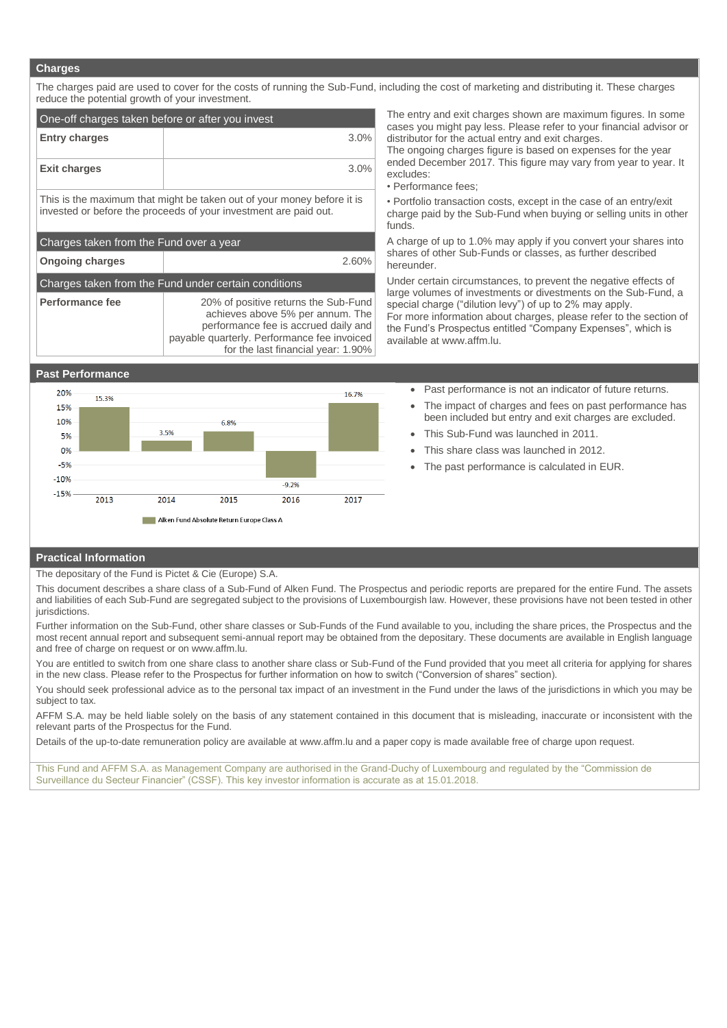## Charges

The charges paid are used to cover for the costs of running the Sub-Fund, including the cost of marketing and distributing it. These charges reduce the potential growth of your investment.

| One-off charges taken before or after you invest | |
|---|---|
| **Entry charges** | 3.0% |
| **Exit charges** | 3.0% |
| This is the maximum that might be taken out of your money before it is invested or before the proceeds of your investment are paid out. | |
| **Charges taken from the Fund over a year** | |
| **Ongoing charges** | 2.60% |
| **Charges taken from the Fund under certain conditions** | |
| **Performance fee** | 20% of positive returns the Sub-Fund achieves above 5% per annum. The performance fee is accrued daily and payable quarterly. Performance fee invoiced for the last financial year: 1.90% |

The entry and exit charges shown are maximum figures. In some cases you might pay less. Please refer to your financial advisor or distributor for the actual entry and exit charges.
The ongoing charges figure is based on expenses for the year ended December 2017. This figure may vary from year to year. It excludes:

- Performance fees;
- Portfolio transaction costs, except in the case of an entry/exit charge paid by the Sub-Fund when buying or selling units in other funds.

A charge of up to 1.0% may apply if you convert your shares into shares of other Sub-Funds or classes, as further described hereunder.

Under certain circumstances, to prevent the negative effects of large volumes of investments or divestments on the Sub-Fund, a special charge (“dilution levy”) of up to 2% may apply.
For more information about charges, please refer to the section of the Fund’s Prospectus entitled “Company Expenses”, which is available at www.affm.lu.

## Past Performance

20%
15%
10%
5%
0%
-5%
-10%
-15%

15.3%
3.5%
6.8%
-9.2%
16.7%

2013
2014
2015
2016
2017

Alken Fund Absolute Return Europe Class A

- Past performance is not an indicator of future returns.
- The impact of charges and fees on past performance has been included but entry and exit charges are excluded.
- This Sub-Fund was launched in 2011.
- This share class was launched in 2012.
- The past performance is calculated in EUR.

## Practical Information

The depositary of the Fund is Pictet & Cie (Europe) S.A.

This document describes a share class of a Sub-Fund of Alken Fund. The Prospectus and periodic reports are prepared for the entire Fund. The assets and liabilities of each Sub-Fund are segregated subject to the provisions of Luxembourgish law. However, these provisions have not been tested in other jurisdictions.

Further information on the Sub-Fund, other share classes or Sub-Funds of the Fund available to you, including the share prices, the Prospectus and the most recent annual report and subsequent semi-annual report may be obtained from the depositary. These documents are available in English language and free of charge on request or on www.affm.lu.

You are entitled to switch from one share class to another share class or Sub-Fund of the Fund provided that you meet all criteria for applying for shares in the new class. Please refer to the Prospectus for further information on how to switch (“Conversion of shares” section).

You should seek professional advice as to the personal tax impact of an investment in the Fund under the laws of the jurisdictions in which you may be subject to tax.

AFFM S.A. may be held liable solely on the basis of any statement contained in this document that is misleading, inaccurate or inconsistent with the relevant parts of the Prospectus for the Fund.

Details of the up-to-date remuneration policy are available at www.affm.lu and a paper copy is made available free of charge upon request.

This Fund and AFFM S.A. as Management Company are authorised in the Grand-Duchy of Luxembourg and regulated by the “Commission de Surveillance du Secteur Financier” (CSSF). This key investor information is accurate as at 15.01.2018.